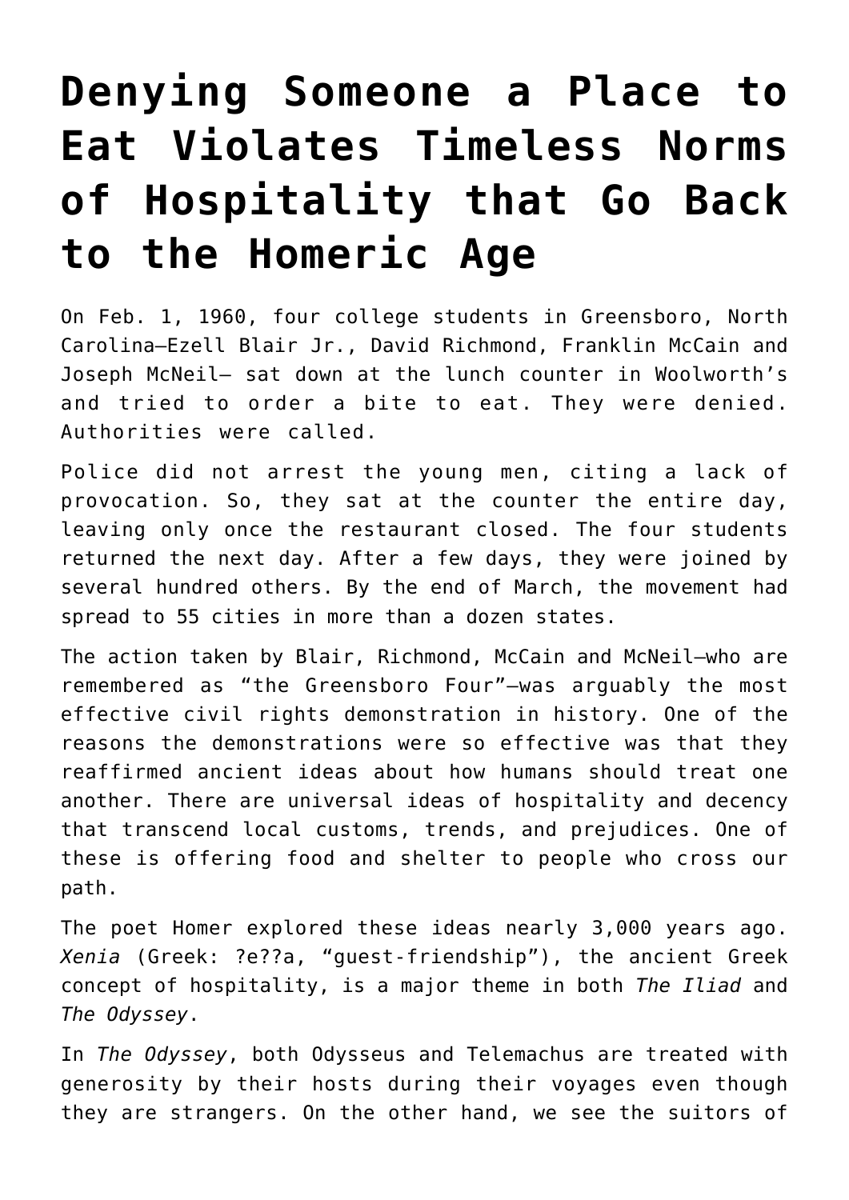# Denying Someone a Place to Eat Violates Timeless Norms of Hospitality that Go Back to the Homeric Age

On Feb. 1, 1960, four college students in Greensboro, North Carolina—Ezell Blair Jr., David Richmond, Franklin McCain and Joseph McNeil— sat down at the lunch counter in Woolworth's and tried to order a bite to eat. They were denied. Authorities were called.

Police did not arrest the young men, citing a lack of provocation. So, they sat at the counter the entire day, leaving only once the restaurant closed. The four students returned the next day. After a few days, they were joined by several hundred others. By the end of March, the movement had spread to 55 cities in more than a dozen states.

The action taken by Blair, Richmond, McCain and McNeil—who are remembered as "the Greensboro Four"—was arguably the most effective civil rights demonstration in history. One of the reasons the demonstrations were so effective was that they reaffirmed ancient ideas about how humans should treat one another. There are universal ideas of hospitality and decency that transcend local customs, trends, and prejudices. One of these is offering food and shelter to people who cross our path.

The poet Homer explored these ideas nearly 3,000 years ago. *Xenia* (Greek: ?e??a, "guest-friendship"), the ancient Greek concept of hospitality, is a major theme in both *The Iliad* and *The Odyssey*.

In *The Odyssey*, both Odysseus and Telemachus are treated with generosity by their hosts during their voyages even though they are strangers. On the other hand, we see the suitors of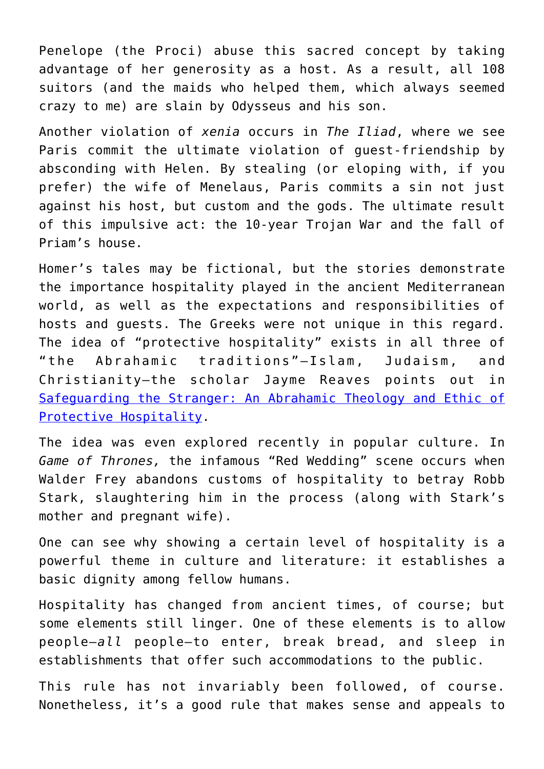Penelope (the Proci) abuse this sacred concept by taking advantage of her generosity as a host. As a result, all 108 suitors (and the maids who helped them, which always seemed crazy to me) are slain by Odysseus and his son.

Another violation of *xenia* occurs in *The Iliad*, where we see Paris commit the ultimate violation of guest-friendship by absconding with Helen. By stealing (or eloping with, if you prefer) the wife of Menelaus, Paris commits a sin not just against his host, but custom and the gods. The ultimate result of this impulsive act: the 10-year Trojan War and the fall of Priam's house.

Homer's tales may be fictional, but the stories demonstrate the importance hospitality played in the ancient Mediterranean world, as well as the expectations and responsibilities of hosts and guests. The Greeks were not unique in this regard. The idea of "protective hospitality" exists in all three of "the Abrahamic traditions"—Islam, Judaism, and Christianity—the scholar Jayme Reaves points out in [Safeguarding the Stranger: An Abrahamic Theology and Ethic of Protective Hospitality]().

The idea was even explored recently in popular culture. In *Game of Thrones,* the infamous "Red Wedding" scene occurs when Walder Frey abandons customs of hospitality to betray Robb Stark, slaughtering him in the process (along with Stark's mother and pregnant wife).

One can see why showing a certain level of hospitality is a powerful theme in culture and literature: it establishes a basic dignity among fellow humans.

Hospitality has changed from ancient times, of course; but some elements still linger. One of these elements is to allow people—*all* people—to enter, break bread, and sleep in establishments that offer such accommodations to the public.

This rule has not invariably been followed, of course. Nonetheless, it's a good rule that makes sense and appeals to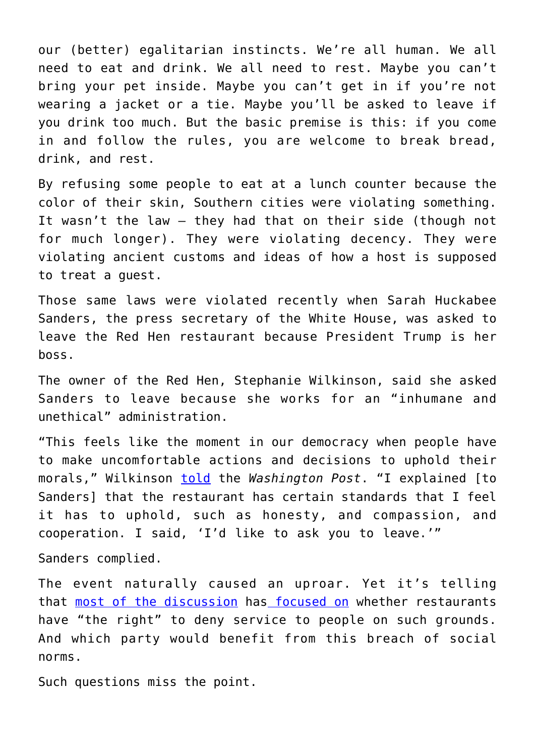our (better) egalitarian instincts. We're all human. We all need to eat and drink. We all need to rest. Maybe you can't bring your pet inside. Maybe you can't get in if you're not wearing a jacket or a tie. Maybe you'll be asked to leave if you drink too much. But the basic premise is this: if you come in and follow the rules, you are welcome to break bread, drink, and rest.

By refusing some people to eat at a lunch counter because the color of their skin, Southern cities were violating something. It wasn't the law – they had that on their side (though not for much longer). They were violating decency. They were violating ancient customs and ideas of how a host is supposed to treat a guest.

Those same laws were violated recently when Sarah Huckabee Sanders, the press secretary of the White House, was asked to leave the Red Hen restaurant because President Trump is her boss.

The owner of the Red Hen, Stephanie Wilkinson, said she asked Sanders to leave because she works for an "inhumane and unethical" administration.

"This feels like the moment in our democracy when people have to make uncomfortable actions and decisions to uphold their morals," Wilkinson told the *Washington Post*. "I explained [to Sanders] that the restaurant has certain standards that I feel it has to uphold, such as honesty, and compassion, and cooperation. I said, 'I'd like to ask you to leave.'"

Sanders complied.

The event naturally caused an uproar. Yet it's telling that most of the discussion has focused on whether restaurants have "the right" to deny service to people on such grounds. And which party would benefit from this breach of social norms.

Such questions miss the point.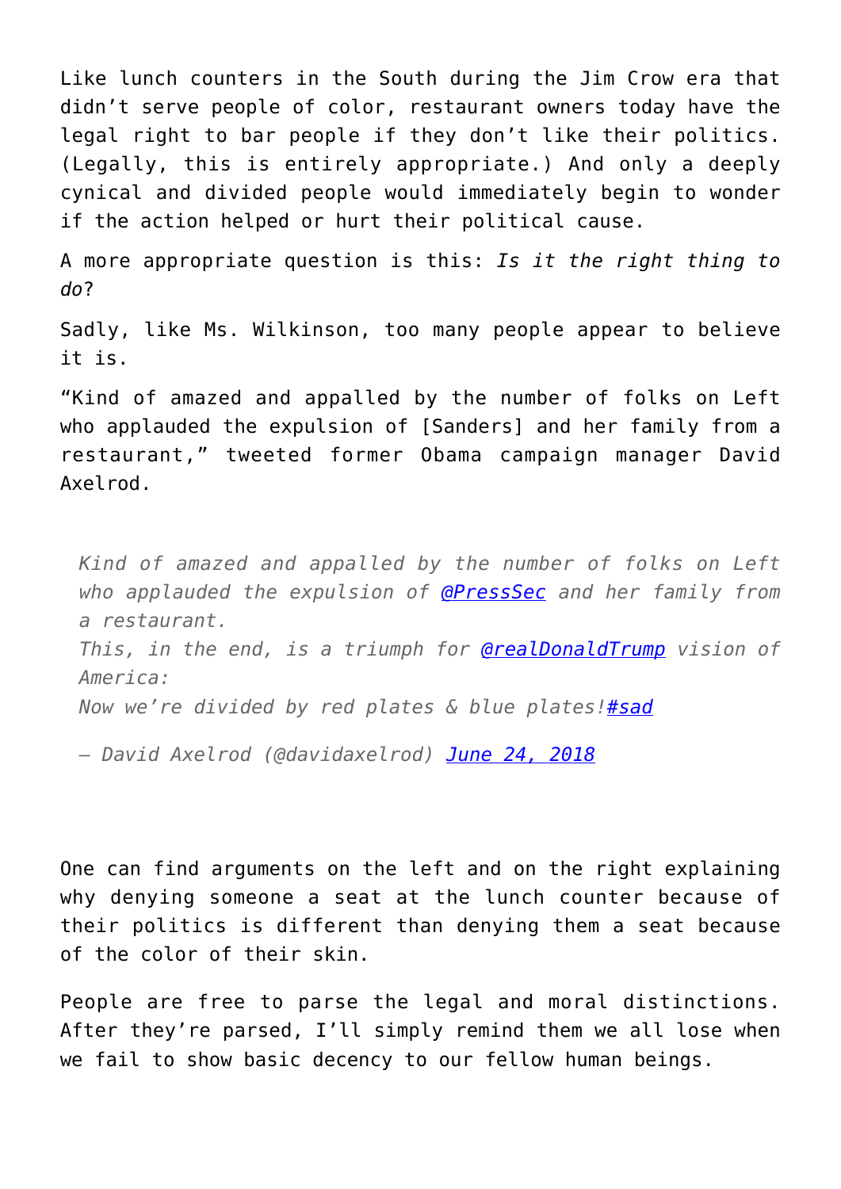Like lunch counters in the South during the Jim Crow era that didn't serve people of color, restaurant owners today have the legal right to bar people if they don't like their politics. (Legally, this is entirely appropriate.) And only a deeply cynical and divided people would immediately begin to wonder if the action helped or hurt their political cause.

A more appropriate question is this: *Is it the right thing to do*?

Sadly, like Ms. Wilkinson, too many people appear to believe it is.

"Kind of amazed and appalled by the number of folks on Left who applauded the expulsion of [Sanders] and her family from a restaurant," tweeted former Obama campaign manager David Axelrod.

> *Kind of amazed and appalled by the number of folks on Left who applauded the expulsion of @PressSec and her family from a restaurant.*
> *This, in the end, is a triumph for @realDonaldTrump vision of America:*
> *Now we're divided by red plates & blue plates!#sad*
>
> *— David Axelrod (@davidaxelrod) June 24, 2018*

One can find arguments on the left and on the right explaining why denying someone a seat at the lunch counter because of their politics is different than denying them a seat because of the color of their skin.

People are free to parse the legal and moral distinctions. After they're parsed, I'll simply remind them we all lose when we fail to show basic decency to our fellow human beings.